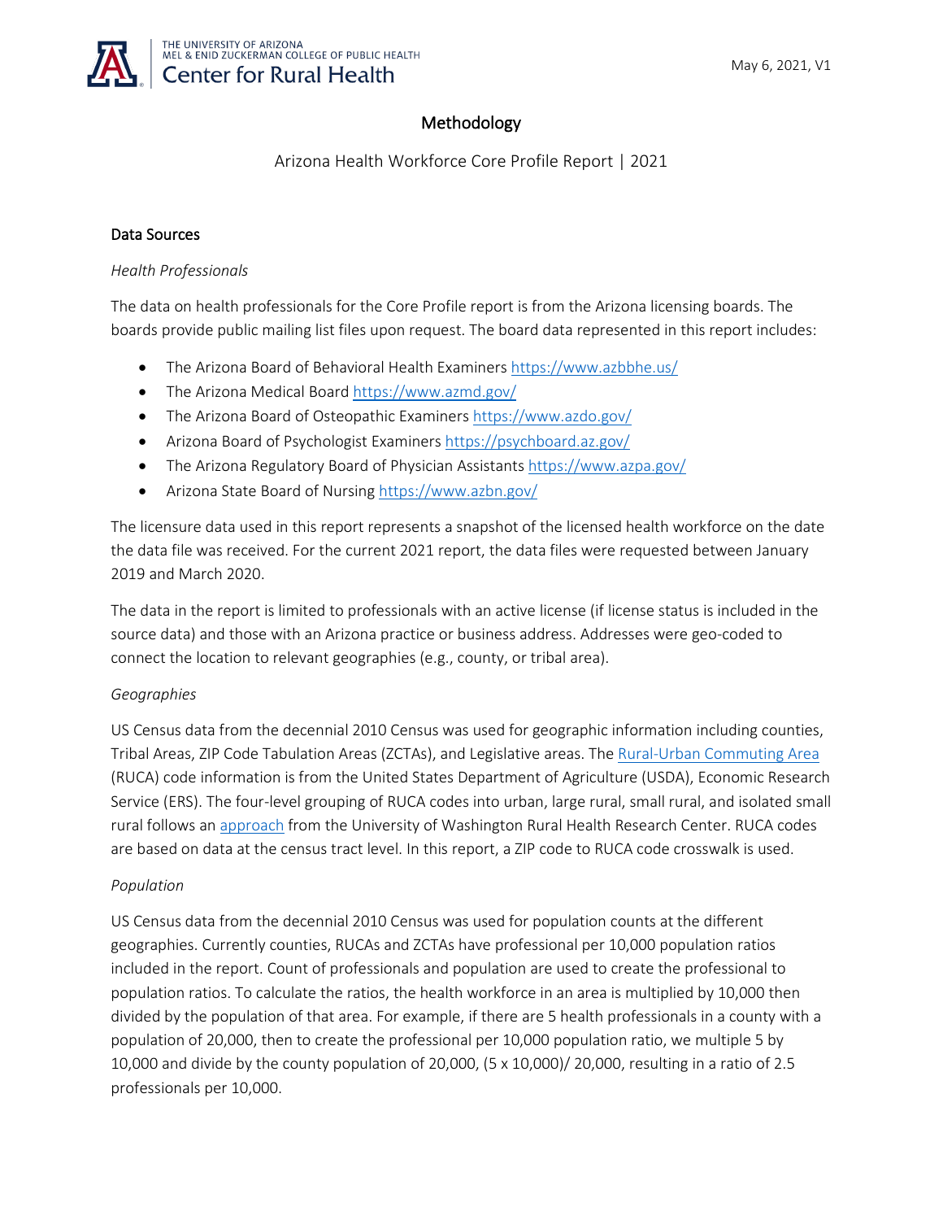# Methodology

Arizona Health Workforce Core Profile Report | 2021

## Data Sources

*Health Professionals*

The data on health professionals for the Core Profile report is from the Arizona licensing boards. The boards provide public mailing list files upon request. The board data represented in this report includes:

- The Arizona Board of Behavioral Health Examiners https://www.azbbhe.us/
- The Arizona Medical Board https://www.azmd.gov/
- The Arizona Board of Osteopathic Examiners https://www.azdo.gov/
- Arizona Board of Psychologist Examiners https://psychboard.az.gov/
- The Arizona Regulatory Board of Physician Assistants https://www.azpa.gov/
- Arizona State Board of Nursing https://www.azbn.gov/

The licensure data used in this report represents a snapshot of the licensed health workforce on the date the data file was received. For the current 2021 report, the data files were requested between January 2019 and March 2020.

The data in the report is limited to professionals with an active license (if license status is included in the source data) and those with an Arizona practice or business address. Addresses were geo-coded to connect the location to relevant geographies (e.g., county, or tribal area).

*Geographies*

US Census data from the decennial 2010 Census was used for geographic information including counties, Tribal Areas, ZIP Code Tabulation Areas (ZCTAs), and Legislative areas. The Rural-Urban Commuting Area (RUCA) code information is from the United States Department of Agriculture (USDA), Economic Research Service (ERS). The four-level grouping of RUCA codes into urban, large rural, small rural, and isolated small rural follows an approach from the University of Washington Rural Health Research Center. RUCA codes are based on data at the census tract level. In this report, a ZIP code to RUCA code crosswalk is used.

*Population*

US Census data from the decennial 2010 Census was used for population counts at the different geographies. Currently counties, RUCAs and ZCTAs have professional per 10,000 population ratios included in the report. Count of professionals and population are used to create the professional to population ratios. To calculate the ratios, the health workforce in an area is multiplied by 10,000 then divided by the population of that area. For example, if there are 5 health professionals in a county with a population of 20,000, then to create the professional per 10,000 population ratio, we multiple 5 by 10,000 and divide by the county population of 20,000, $(5 \times 10,000)/ 20,000$, resulting in a ratio of 2.5 professionals per 10,000.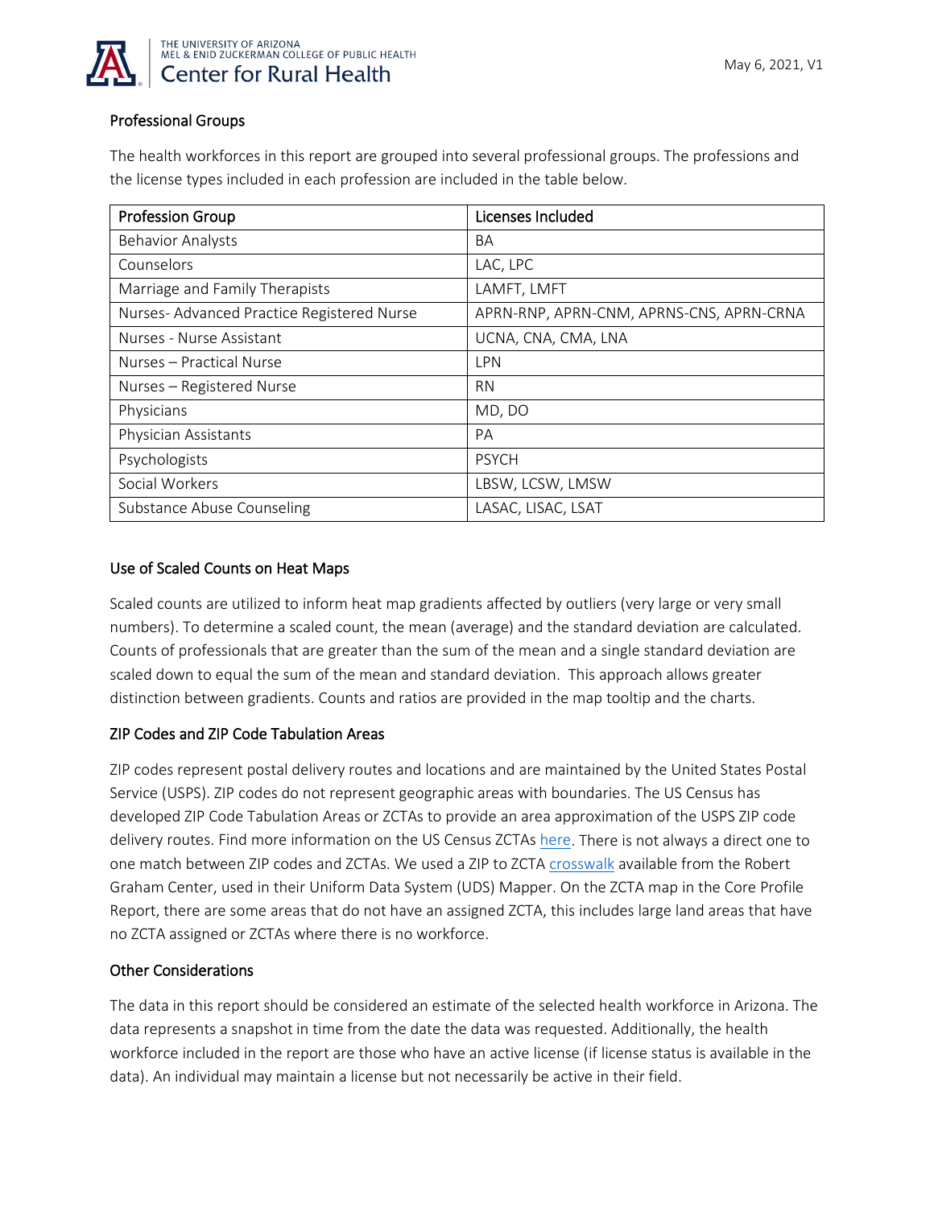## Professional Groups

The health workforces in this report are grouped into several professional groups. The professions and the license types included in each profession are included in the table below.

| Profession Group | Licenses Included |
| --- | --- |
| Behavior Analysts | BA |
| Counselors | LAC, LPC |
| Marriage and Family Therapists | LAMFT, LMFT |
| Nurses- Advanced Practice Registered Nurse | APRN-RNP, APRN-CNM, APRNS-CNS, APRN-CRNA |
| Nurses - Nurse Assistant | UCNA, CNA, CMA, LNA |
| Nurses – Practical Nurse | LPN |
| Nurses – Registered Nurse | RN |
| Physicians | MD, DO |
| Physician Assistants | PA |
| Psychologists | PSYCH |
| Social Workers | LBSW, LCSW, LMSW |
| Substance Abuse Counseling | LASAC, LISAC, LSAT |

## Use of Scaled Counts on Heat Maps

Scaled counts are utilized to inform heat map gradients affected by outliers (very large or very small numbers). To determine a scaled count, the mean (average) and the standard deviation are calculated. Counts of professionals that are greater than the sum of the mean and a single standard deviation are scaled down to equal the sum of the mean and standard deviation. This approach allows greater distinction between gradients. Counts and ratios are provided in the map tooltip and the charts.

## ZIP Codes and ZIP Code Tabulation Areas

ZIP codes represent postal delivery routes and locations and are maintained by the United States Postal Service (USPS). ZIP codes do not represent geographic areas with boundaries. The US Census has developed ZIP Code Tabulation Areas or ZCTAs to provide an area approximation of the USPS ZIP code delivery routes. Find more information on the US Census ZCTAs here. There is not always a direct one to one match between ZIP codes and ZCTAs. We used a ZIP to ZCTA crosswalk available from the Robert Graham Center, used in their Uniform Data System (UDS) Mapper. On the ZCTA map in the Core Profile Report, there are some areas that do not have an assigned ZCTA, this includes large land areas that have no ZCTA assigned or ZCTAs where there is no workforce.

## Other Considerations

The data in this report should be considered an estimate of the selected health workforce in Arizona. The data represents a snapshot in time from the date the data was requested. Additionally, the health workforce included in the report are those who have an active license (if license status is available in the data). An individual may maintain a license but not necessarily be active in their field.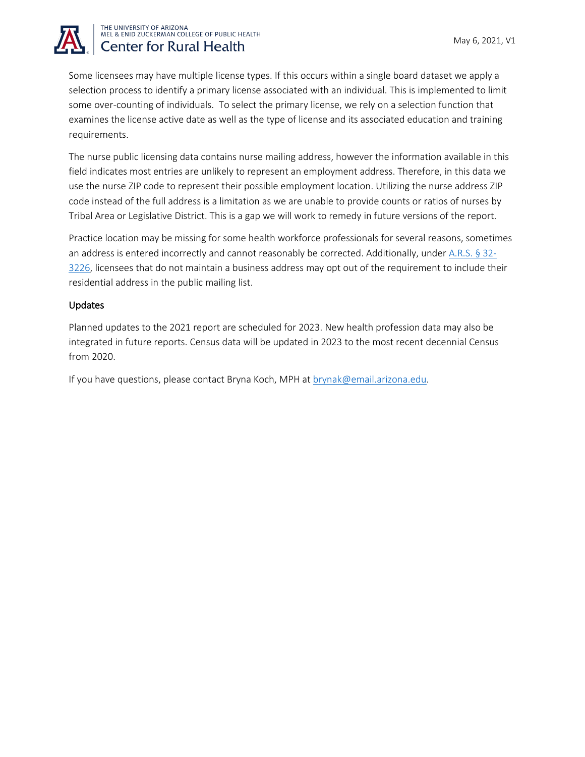Some licensees may have multiple license types. If this occurs within a single board dataset we apply a selection process to identify a primary license associated with an individual. This is implemented to limit some over-counting of individuals. To select the primary license, we rely on a selection function that examines the license active date as well as the type of license and its associated education and training requirements.

The nurse public licensing data contains nurse mailing address, however the information available in this field indicates most entries are unlikely to represent an employment address. Therefore, in this data we use the nurse ZIP code to represent their possible employment location. Utilizing the nurse address ZIP code instead of the full address is a limitation as we are unable to provide counts or ratios of nurses by Tribal Area or Legislative District. This is a gap we will work to remedy in future versions of the report.

Practice location may be missing for some health workforce professionals for several reasons, sometimes an address is entered incorrectly and cannot reasonably be corrected. Additionally, under [A.R.S. § 32-3226](), licensees that do not maintain a business address may opt out of the requirement to include their residential address in the public mailing list.

## Updates

Planned updates to the 2021 report are scheduled for 2023. New health profession data may also be integrated in future reports. Census data will be updated in 2023 to the most recent decennial Census from 2020.

If you have questions, please contact Bryna Koch, MPH at [brynak@email.arizona.edu](mailto:brynak@email.arizona.edu).